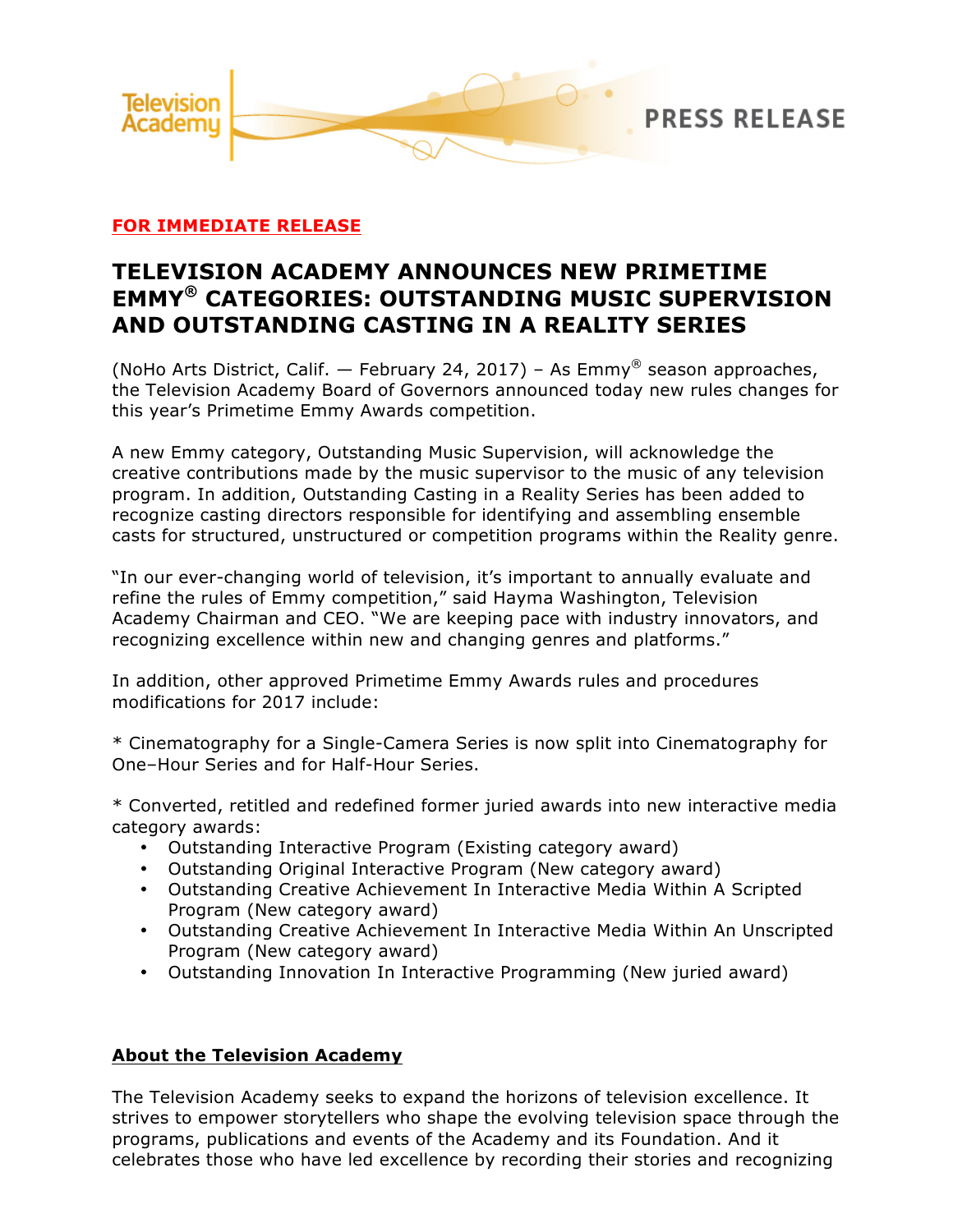Television Academy

PRESS RELEASE

**FOR IMMEDIATE RELEASE**

# TELEVISION ACADEMY ANNOUNCES NEW PRIMETIME EMMY® CATEGORIES: OUTSTANDING MUSIC SUPERVISION AND OUTSTANDING CASTING IN A REALITY SERIES

(NoHo Arts District, Calif. — February 24, 2017) – As Emmy® season approaches, the Television Academy Board of Governors announced today new rules changes for this year's Primetime Emmy Awards competition.

A new Emmy category, Outstanding Music Supervision, will acknowledge the creative contributions made by the music supervisor to the music of any television program. In addition, Outstanding Casting in a Reality Series has been added to recognize casting directors responsible for identifying and assembling ensemble casts for structured, unstructured or competition programs within the Reality genre.

"In our ever-changing world of television, it's important to annually evaluate and refine the rules of Emmy competition," said Hayma Washington, Television Academy Chairman and CEO. "We are keeping pace with industry innovators, and recognizing excellence within new and changing genres and platforms."

In addition, other approved Primetime Emmy Awards rules and procedures modifications for 2017 include:

* Cinematography for a Single-Camera Series is now split into Cinematography for One–Hour Series and for Half-Hour Series.

* Converted, retitled and redefined former juried awards into new interactive media category awards:

- Outstanding Interactive Program (Existing category award)
- Outstanding Original Interactive Program (New category award)
- Outstanding Creative Achievement In Interactive Media Within A Scripted Program (New category award)
- Outstanding Creative Achievement In Interactive Media Within An Unscripted Program (New category award)
- Outstanding Innovation In Interactive Programming (New juried award)

## About the Television Academy

The Television Academy seeks to expand the horizons of television excellence. It strives to empower storytellers who shape the evolving television space through the programs, publications and events of the Academy and its Foundation. And it celebrates those who have led excellence by recording their stories and recognizing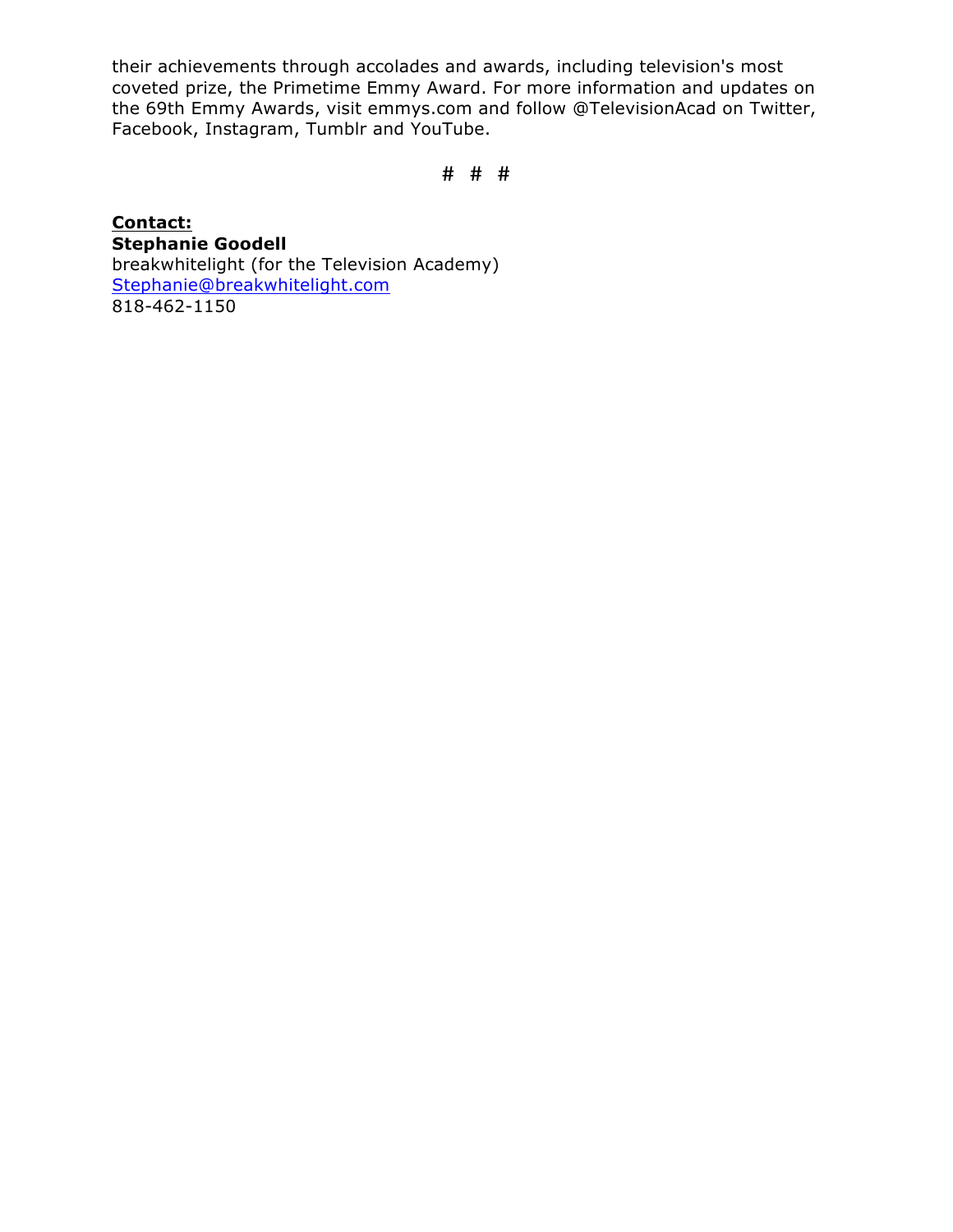their achievements through accolades and awards, including television's most coveted prize, the Primetime Emmy Award. For more information and updates on the 69th Emmy Awards, visit emmys.com and follow @TelevisionAcad on Twitter, Facebook, Instagram, Tumblr and YouTube.

# # #

**Contact:**
**Stephanie Goodell**
breakwhitelight (for the Television Academy)
Stephanie@breakwhitelight.com
818-462-1150